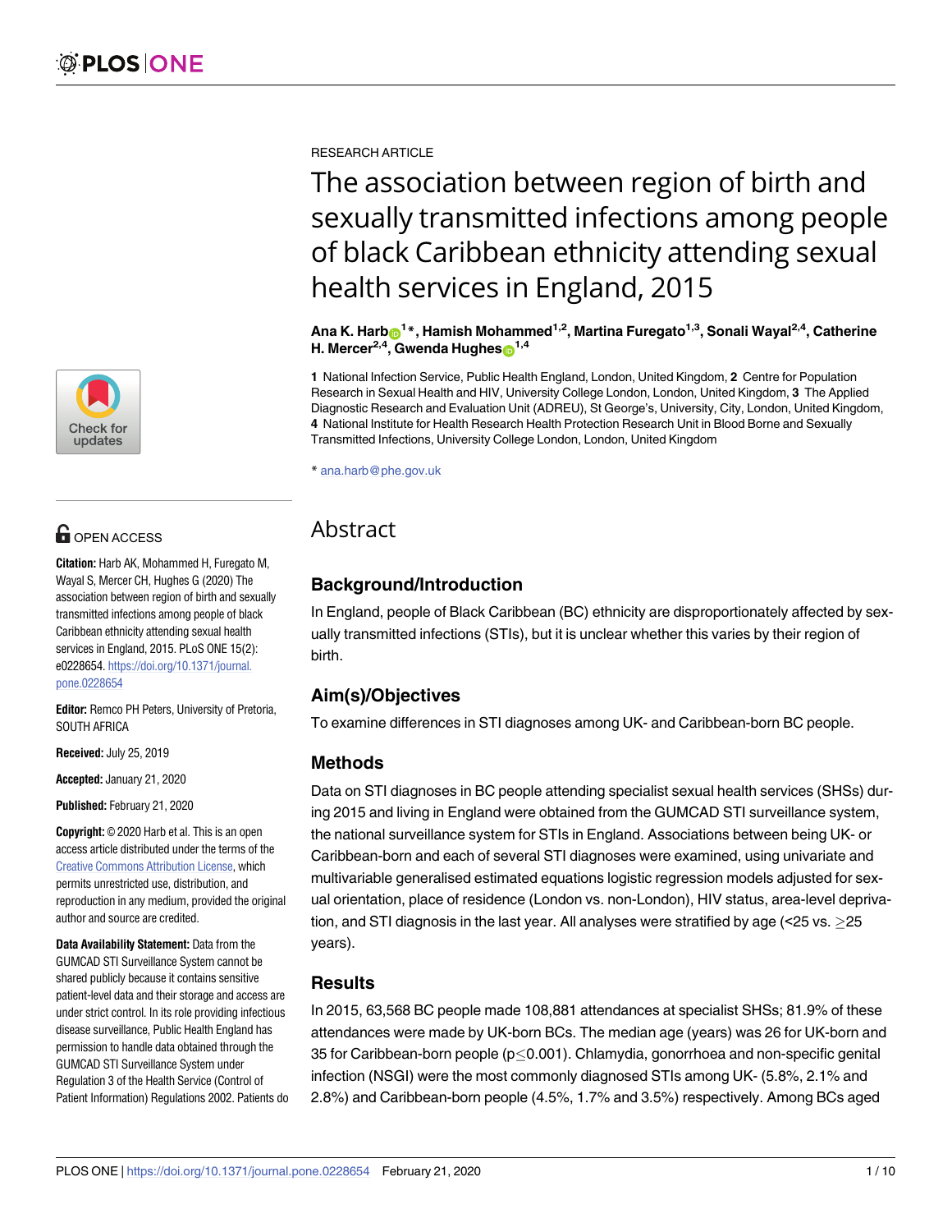RESEARCH ARTICLE

# The association between region of birth and sexually transmitted infections among people of black Caribbean ethnicity attending sexual health services in England, 2015

**Ana K. Harb[1]*, Hamish Mohammed[1,2], Martina Furegato[1,3], Sonali Wayal[2,4], Catherine H. Mercer[2,4], Gwenda Hughes[1,4]**

**1** National Infection Service, Public Health England, London, United Kingdom, **2** Centre for Population Research in Sexual Health and HIV, University College London, London, United Kingdom, **3** The Applied Diagnostic Research and Evaluation Unit (ADREU), St George's, University, City, London, United Kingdom, **4** National Institute for Health Research Health Protection Research Unit in Blood Borne and Sexually Transmitted Infections, University College London, London, United Kingdom

* ana.harb@phe.gov.uk

OPEN ACCESS

**Citation:** Harb AK, Mohammed H, Furegato M, Wayal S, Mercer CH, Hughes G (2020) The association between region of birth and sexually transmitted infections among people of black Caribbean ethnicity attending sexual health services in England, 2015. PLoS ONE 15(2): e0228654. https://doi.org/10.1371/journal.pone.0228654

**Editor:** Remco PH Peters, University of Pretoria, SOUTH AFRICA

**Received:** July 25, 2019

**Accepted:** January 21, 2020

**Published:** February 21, 2020

**Copyright:** © 2020 Harb et al. This is an open access article distributed under the terms of the Creative Commons Attribution License, which permits unrestricted use, distribution, and reproduction in any medium, provided the original author and source are credited.

**Data Availability Statement:** Data from the GUMCAD STI Surveillance System cannot be shared publicly because it contains sensitive patient-level data and their storage and access are under strict control. In its role providing infectious disease surveillance, Public Health England has permission to handle data obtained through the GUMCAD STI Surveillance System under Regulation 3 of the Health Service (Control of Patient Information) Regulations 2002. Patients do

## Abstract

### Background/Introduction

In England, people of Black Caribbean (BC) ethnicity are disproportionately affected by sexually transmitted infections (STIs), but it is unclear whether this varies by their region of birth.

### Aim(s)/Objectives

To examine differences in STI diagnoses among UK- and Caribbean-born BC people.

### Methods

Data on STI diagnoses in BC people attending specialist sexual health services (SHSs) during 2015 and living in England were obtained from the GUMCAD STI surveillance system, the national surveillance system for STIs in England. Associations between being UK- or Caribbean-born and each of several STI diagnoses were examined, using univariate and multivariable generalised estimated equations logistic regression models adjusted for sexual orientation, place of residence (London vs. non-London), HIV status, area-level deprivation, and STI diagnosis in the last year. All analyses were stratified by age (<25 vs. ≥25 years).

### Results

In 2015, 63,568 BC people made 108,881 attendances at specialist SHSs; 81.9% of these attendances were made by UK-born BCs. The median age (years) was 26 for UK-born and 35 for Caribbean-born people (p≤0.001). Chlamydia, gonorrhoea and non-specific genital infection (NSGI) were the most commonly diagnosed STIs among UK- (5.8%, 2.1% and 2.8%) and Caribbean-born people (4.5%, 1.7% and 3.5%) respectively. Among BCs aged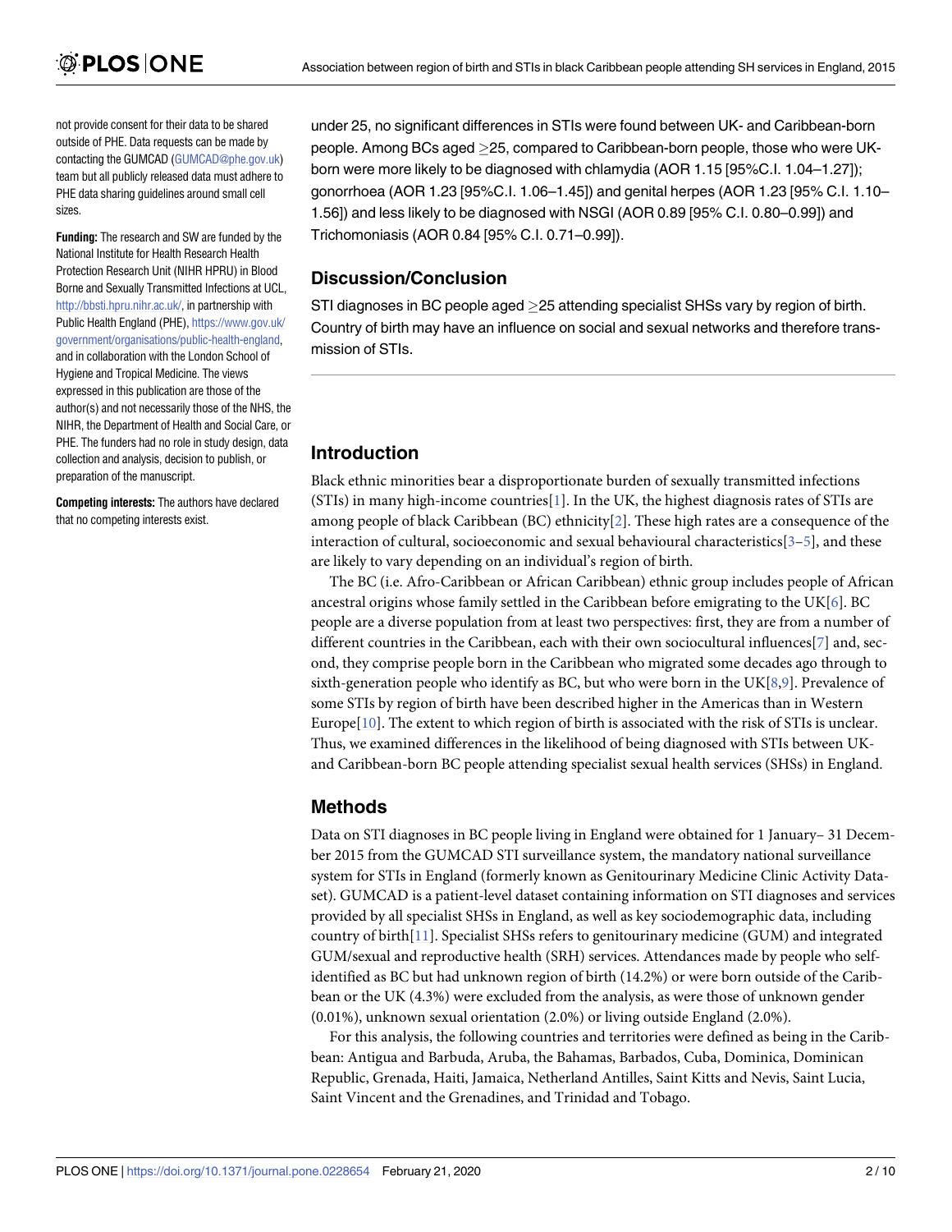not provide consent for their data to be shared outside of PHE. Data requests can be made by contacting the GUMCAD (GUMCAD@phe.gov.uk) team but all publicly released data must adhere to PHE data sharing guidelines around small cell sizes.

**Funding:** The research and SW are funded by the National Institute for Health Research Health Protection Research Unit (NIHR HPRU) in Blood Borne and Sexually Transmitted Infections at UCL, http://bbsti.hpru.nihr.ac.uk/, in partnership with Public Health England (PHE), https://www.gov.uk/government/organisations/public-health-england, and in collaboration with the London School of Hygiene and Tropical Medicine. The views expressed in this publication are those of the author(s) and not necessarily those of the NHS, the NIHR, the Department of Health and Social Care, or PHE. The funders had no role in study design, data collection and analysis, decision to publish, or preparation of the manuscript.

**Competing interests:** The authors have declared that no competing interests exist.

under 25, no significant differences in STIs were found between UK- and Caribbean-born people. Among BCs aged ≥25, compared to Caribbean-born people, those who were UK-born were more likely to be diagnosed with chlamydia (AOR 1.15 [95%C.I. 1.04–1.27]); gonorrhoea (AOR 1.23 [95%C.I. 1.06–1.45]) and genital herpes (AOR 1.23 [95% C.I. 1.10–1.56]) and less likely to be diagnosed with NSGI (AOR 0.89 [95% C.I. 0.80–0.99]) and Trichomoniasis (AOR 0.84 [95% C.I. 0.71–0.99]).

## Discussion/Conclusion

STI diagnoses in BC people aged ≥25 attending specialist SHSs vary by region of birth. Country of birth may have an influence on social and sexual networks and therefore transmission of STIs.

## Introduction

Black ethnic minorities bear a disproportionate burden of sexually transmitted infections (STIs) in many high-income countries[1]. In the UK, the highest diagnosis rates of STIs are among people of black Caribbean (BC) ethnicity[2]. These high rates are a consequence of the interaction of cultural, socioeconomic and sexual behavioural characteristics[3–5], and these are likely to vary depending on an individual's region of birth.

The BC (i.e. Afro-Caribbean or African Caribbean) ethnic group includes people of African ancestral origins whose family settled in the Caribbean before emigrating to the UK[6]. BC people are a diverse population from at least two perspectives: first, they are from a number of different countries in the Caribbean, each with their own sociocultural influences[7] and, second, they comprise people born in the Caribbean who migrated some decades ago through to sixth-generation people who identify as BC, but who were born in the UK[8,9]. Prevalence of some STIs by region of birth have been described higher in the Americas than in Western Europe[10]. The extent to which region of birth is associated with the risk of STIs is unclear. Thus, we examined differences in the likelihood of being diagnosed with STIs between UK- and Caribbean-born BC people attending specialist sexual health services (SHSs) in England.

## Methods

Data on STI diagnoses in BC people living in England were obtained for 1 January– 31 December 2015 from the GUMCAD STI surveillance system, the mandatory national surveillance system for STIs in England (formerly known as Genitourinary Medicine Clinic Activity Dataset). GUMCAD is a patient-level dataset containing information on STI diagnoses and services provided by all specialist SHSs in England, as well as key sociodemographic data, including country of birth[11]. Specialist SHSs refers to genitourinary medicine (GUM) and integrated GUM/sexual and reproductive health (SRH) services. Attendances made by people who self-identified as BC but had unknown region of birth (14.2%) or were born outside of the Caribbean or the UK (4.3%) were excluded from the analysis, as were those of unknown gender (0.01%), unknown sexual orientation (2.0%) or living outside England (2.0%).

For this analysis, the following countries and territories were defined as being in the Caribbean: Antigua and Barbuda, Aruba, the Bahamas, Barbados, Cuba, Dominica, Dominican Republic, Grenada, Haiti, Jamaica, Netherland Antilles, Saint Kitts and Nevis, Saint Lucia, Saint Vincent and the Grenadines, and Trinidad and Tobago.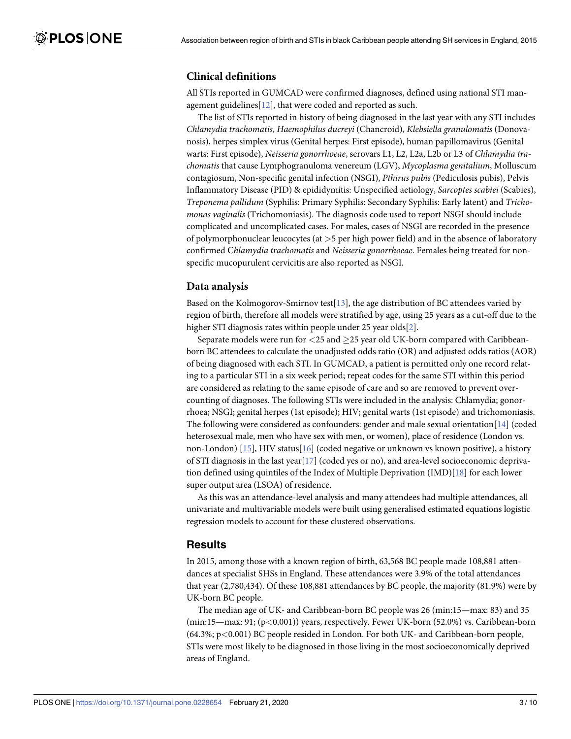### Clinical definitions

All STIs reported in GUMCAD were confirmed diagnoses, defined using national STI management guidelines[12], that were coded and reported as such.

The list of STIs reported in history of being diagnosed in the last year with any STI includes *Chlamydia trachomatis*, *Haemophilus ducreyi* (Chancroid), *Klebsiella granulomatis* (Donovanosis), herpes simplex virus (Genital herpes: First episode), human papillomavirus (Genital warts: First episode), *Neisseria gonorrhoeae*, serovars L1, L2, L2a, L2b or L3 of *Chlamydia trachomatis* that cause Lymphogranuloma venereum (LGV), *Mycoplasma genitalium*, Molluscum contagiosum, Non-specific genital infection (NSGI), *Pthirus pubis* (Pediculosis pubis), Pelvis Inflammatory Disease (PID) & epididymitis: Unspecified aetiology, *Sarcoptes scabiei* (Scabies), *Treponema pallidum* (Syphilis: Primary Syphilis: Secondary Syphilis: Early latent) and *Trichomonas vaginalis* (Trichomoniasis). The diagnosis code used to report NSGI should include complicated and uncomplicated cases. For males, cases of NSGI are recorded in the presence of polymorphonuclear leucocytes (at >5 per high power field) and in the absence of laboratory confirmed C*hlamydia trachomatis* and *Neisseria gonorrhoeae*. Females being treated for non-specific mucopurulent cervicitis are also reported as NSGI.

### Data analysis

Based on the Kolmogorov-Smirnov test[13], the age distribution of BC attendees varied by region of birth, therefore all models were stratified by age, using 25 years as a cut-off due to the higher STI diagnosis rates within people under 25 year olds[2].

Separate models were run for <25 and ≥25 year old UK-born compared with Caribbean-born BC attendees to calculate the unadjusted odds ratio (OR) and adjusted odds ratios (AOR) of being diagnosed with each STI. In GUMCAD, a patient is permitted only one record relating to a particular STI in a six week period; repeat codes for the same STI within this period are considered as relating to the same episode of care and so are removed to prevent over-counting of diagnoses. The following STIs were included in the analysis: Chlamydia; gonorrhoea; NSGI; genital herpes (1st episode); HIV; genital warts (1st episode) and trichomoniasis. The following were considered as confounders: gender and male sexual orientation[14] (coded heterosexual male, men who have sex with men, or women), place of residence (London vs. non-London) [15], HIV status[16] (coded negative or unknown vs known positive), a history of STI diagnosis in the last year[17] (coded yes or no), and area-level socioeconomic deprivation defined using quintiles of the Index of Multiple Deprivation (IMD)[18] for each lower super output area (LSOA) of residence.

As this was an attendance-level analysis and many attendees had multiple attendances, all univariate and multivariable models were built using generalised estimated equations logistic regression models to account for these clustered observations.

## Results

In 2015, among those with a known region of birth, 63,568 BC people made 108,881 attendances at specialist SHSs in England. These attendances were 3.9% of the total attendances that year (2,780,434). Of these 108,881 attendances by BC people, the majority (81.9%) were by UK-born BC people.

The median age of UK- and Caribbean-born BC people was 26 (min:15—max: 83) and 35 (min:15—max: 91; ($p<0.001$)) years, respectively. Fewer UK-born (52.0%) vs. Caribbean-born (64.3%; $p<0.001$) BC people resided in London. For both UK- and Caribbean-born people, STIs were most likely to be diagnosed in those living in the most socioeconomically deprived areas of England.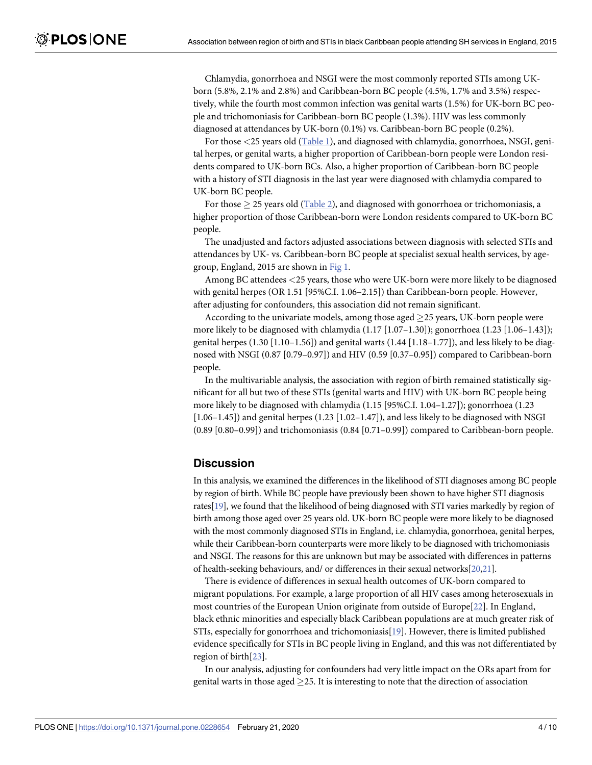Chlamydia, gonorrhoea and NSGI were the most commonly reported STIs among UK-born (5.8%, 2.1% and 2.8%) and Caribbean-born BC people (4.5%, 1.7% and 3.5%) respectively, while the fourth most common infection was genital warts (1.5%) for UK-born BC people and trichomoniasis for Caribbean-born BC people (1.3%). HIV was less commonly diagnosed at attendances by UK-born (0.1%) vs. Caribbean-born BC people (0.2%).

For those <25 years old (Table 1), and diagnosed with chlamydia, gonorrhoea, NSGI, genital herpes, or genital warts, a higher proportion of Caribbean-born people were London residents compared to UK-born BCs. Also, a higher proportion of Caribbean-born BC people with a history of STI diagnosis in the last year were diagnosed with chlamydia compared to UK-born BC people.

For those ≥ 25 years old (Table 2), and diagnosed with gonorrhoea or trichomoniasis, a higher proportion of those Caribbean-born were London residents compared to UK-born BC people.

The unadjusted and factors adjusted associations between diagnosis with selected STIs and attendances by UK- vs. Caribbean-born BC people at specialist sexual health services, by age-group, England, 2015 are shown in Fig 1.

Among BC attendees <25 years, those who were UK-born were more likely to be diagnosed with genital herpes (OR 1.51 [95%C.I. 1.06–2.15]) than Caribbean-born people. However, after adjusting for confounders, this association did not remain significant.

According to the univariate models, among those aged ≥25 years, UK-born people were more likely to be diagnosed with chlamydia (1.17 [1.07–1.30]); gonorrhoea (1.23 [1.06–1.43]); genital herpes (1.30 [1.10–1.56]) and genital warts (1.44 [1.18–1.77]), and less likely to be diagnosed with NSGI (0.87 [0.79–0.97]) and HIV (0.59 [0.37–0.95]) compared to Caribbean-born people.

In the multivariable analysis, the association with region of birth remained statistically significant for all but two of these STIs (genital warts and HIV) with UK-born BC people being more likely to be diagnosed with chlamydia (1.15 [95%C.I. 1.04–1.27]); gonorrhoea (1.23 [1.06–1.45]) and genital herpes (1.23 [1.02–1.47]), and less likely to be diagnosed with NSGI (0.89 [0.80–0.99]) and trichomoniasis (0.84 [0.71–0.99]) compared to Caribbean-born people.

## Discussion

In this analysis, we examined the differences in the likelihood of STI diagnoses among BC people by region of birth. While BC people have previously been shown to have higher STI diagnosis rates[19], we found that the likelihood of being diagnosed with STI varies markedly by region of birth among those aged over 25 years old. UK-born BC people were more likely to be diagnosed with the most commonly diagnosed STIs in England, i.e. chlamydia, gonorrhoea, genital herpes, while their Caribbean-born counterparts were more likely to be diagnosed with trichomoniasis and NSGI. The reasons for this are unknown but may be associated with differences in patterns of health-seeking behaviours, and/ or differences in their sexual networks[20,21].

There is evidence of differences in sexual health outcomes of UK-born compared to migrant populations. For example, a large proportion of all HIV cases among heterosexuals in most countries of the European Union originate from outside of Europe[22]. In England, black ethnic minorities and especially black Caribbean populations are at much greater risk of STIs, especially for gonorrhoea and trichomoniasis[19]. However, there is limited published evidence specifically for STIs in BC people living in England, and this was not differentiated by region of birth[23].

In our analysis, adjusting for confounders had very little impact on the ORs apart from for genital warts in those aged ≥25. It is interesting to note that the direction of association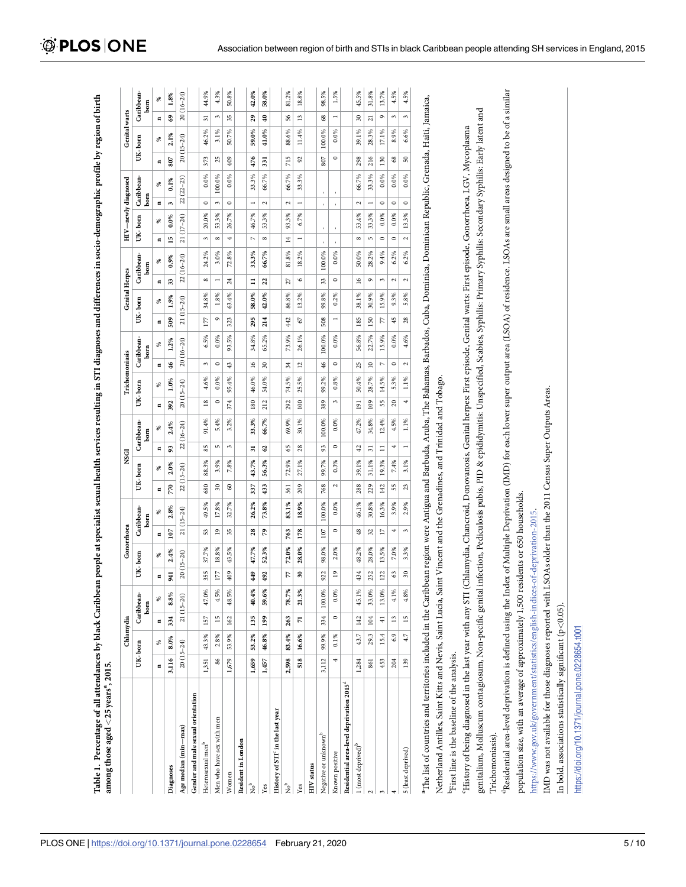**Table 1. Percentage of all attendances by black Caribbean people at specialist sexual health services resulting in STI diagnoses and differences in socio-demographic profile by region of birth among those aged <25 years[a], 2015.**

| | Chlamydia | | | | Gonorrhoea | | | | NSGI | | | | Trichomoniasis | | | | Genital Herpes | | | | HIV—newly diagnosed | | | | Genital warts | | | |
|---|---|---|---|---|---|---|---|---|---|---|---|---|---|---|---|---|---|---|---|---|---|---|---|---|---|---|---|---|
| | UK- born | | Caribbean-born | | UK- born | | Caribbean-born | | UK- born | | Caribbean-born | | UK- born | | Caribbean-born | | UK- born | | Caribbean-born | | UK- born | | Caribbean-born | | UK- born | | Caribbean-born | |
| | n | % | n | % | n | % | n | % | n | % | n | % | n | % | n | % | n | % | n | % | n | % | n | % | n | % | n | % |
| **Diagnoses** | **3,116** | **8.0%** | **334** | **8.8%** | **941** | **2.4%** | **107** | **2.8%** | **770** | **2.0%** | **93** | **2.4%** | **392** | **1.0%** | **46** | **1.2%** | **509** | **1.9%** | **33** | **0.9%** | **15** | **0.0%** | **3** | **0.1%** | **807** | **2.1%** | **69** | **1.8%** |
| **Age median (min—max)** | 20 (15–24) | | 21 (15–24) | | 20 (15–24) | | 21 (15–24) | | 22 (15–24) | | 22 (16–24) | | 20 (15–24) | | 20 (16–24) | | 21 (15–24) | | 22 (16–24) | | 21 (17–24) | | 22 (22–23) | | 20 (15–24) | | 20 (16–24) | |
| **Gender and male sexual orientation** | | | | | | | | | | | | | | | | | | | | | | | | | | | | |
| Heterosexual men[b] | 1,351 | 43.3% | 157 | 47.0% | 355 | 37.7% | 53 | 49.5% | 680 | 88.3% | 85 | 91.4% | 18 | 4.6% | 3 | 6.5% | 177 | 34.8% | 8 | 24.2% | 3 | 20.0% | 0 | 0.0% | 373 | 46.2% | 31 | 44.9% |
| Men who have sex with men | 86 | 2.8% | 15 | 4.5% | 177 | 18.8% | 19 | 17.8% | 30 | 3.9% | 5 | 5.4% | 0 | 0.0% | 0 | 0.0% | 9 | 1.8% | 1 | 3.0% | 8 | 53.3% | 3 | 100.0% | 25 | 3.1% | 3 | 4.3% |
| Women | 1,679 | 53.9% | 162 | 48.5% | 409 | 43.5% | 35 | 32.7% | 60 | 7.8% | 3 | 3.2% | 374 | 95.4% | 43 | 93.5% | 323 | 63.4% | 24 | 72.8% | 4 | 26.7% | 0 | 0.0% | 409 | 50.7% | 35 | 50.8% |
| **Resident in London** | | | | | | | | | | | | | | | | | | | | | | | | | | | | |
| No[b] | **1,659** | **53.2%** | **135** | **40.4%** | **449** | **47.7%** | **28** | **26.2%** | **337** | **43.7%** | **31** | **33.3%** | 180 | 46.0% | 16 | 34.8% | **295** | **58.0%** | **11** | **33.3%** | 7 | 46.7% | 1 | 33.3% | **476** | **59.0%** | **29** | **42.0%** |
| Yes | **1,457** | **46.8%** | **199** | **59.6%** | **492** | **52.3%** | **79** | **73.8%** | **433** | **56.3%** | **62** | **66.7%** | 212 | 54.0% | 30 | 65.2% | **214** | **42.0%** | **22** | **66.7%** | 8 | 53.3% | 2 | 66.7% | **331** | **41.0%** | **40** | **58.0%** |
| **History of STI[c] in the last year** | | | | | | | | | | | | | | | | | | | | | | | | | | | | |
| No[b] | 2,598 | 83.4% | 263 | 78.7% | 77 | 72.0% | 763 | 83.1% | 561 | 72.9% | 65 | 69.9% | 292 | 74.5% | 34 | 73.9% | 442 | 86.8% | 27 | 81.8% | 14 | 93.3% | 2 | 66.7% | 715 | 88.6% | 56 | 81.2% |
| Yes | 518 | 16.6% | 71 | 21.3% | 30 | 28.0% | 178 | 18.9% | 209 | 27.1% | 28 | 30.1% | 100 | 25.5% | 12 | 26.1% | 67 | 13.2% | 6 | 18.2% | 1 | 6.7% | 1 | 33.3% | 92 | 11.4% | 13 | 18.8% |
| **HIV status** | | | | | | | | | | | | | | | | | | | | | | | | | | | | |
| Negative or unknown[b] | 3,112 | 99.9% | 334 | 100.0% | 922 | 98.0% | 107 | 100.0% | 768 | 99.7% | 93 | 100.0% | 389 | 99.2% | 46 | 100.0% | 508 | 99.8% | 33 | 100.0% | - | - | - | - | 807 | 100.0% | 68 | 98.5% |
| Known positive | 4 | 0.1% | 0 | 0.0% | 19 | 2.0% | 0 | 0.0% | 2 | 0.3% | 0 | 0.0% | 3 | 0.8% | 0 | 0.0% | 1 | 0.2% | 0 | 0.0% | - | - | - | - | 0 | 0.0% | 1 | 1.5% |
| **Residential area-level deprivation 2015[d]** | | | | | | | | | | | | | | | | | | | | | | | | | | | | |
| 1 (most deprived)[b] | 1,284 | 43.7 | 142 | 45.1% | 434 | 48.2% | 48 | 46.1% | 288 | 39.1% | 42 | 47.2% | 191 | 50.4% | 25 | 56.8% | 185 | 38.1% | 16 | 50.0% | 8 | 53.4% | 2 | 66.7% | 298 | 39.1% | 30 | 45.5% |
| 2 | 861 | 29.3 | 104 | 33.0% | 252 | 28.0% | 32 | 30.8% | 229 | 31.1% | 31 | 34.8% | 109 | 28.7% | 10 | 22.7% | 150 | 30.9% | 9 | 28.2% | 5 | 33.3% | 1 | 33.3% | 216 | 28.3% | 21 | 31.8% |
| 3 | 453 | 15.4 | 41 | 13.0% | 122 | 13.5% | 17 | 16.3% | 142 | 19.3% | 11 | 12.4% | 55 | 14.5% | 7 | 15.9% | 77 | 15.9% | 3 | 9.4% | 0 | 0.0% | 0 | 0.0% | 130 | 17.1% | 9 | 13.7% |
| 4 | 204 | 6.9 | 13 | 4.1% | 63 | 7.0% | 4 | 3.9% | 55 | 7.4% | 4 | 4.5% | 20 | 5.3% | 0 | 0.0% | 45 | 9.3% | 2 | 6.2% | 0 | 0.0% | 0 | 0.0% | 68 | 8.9% | 3 | 4.5% |
| 5 (least deprived) | 139 | 4.7 | 15 | 4.8% | 30 | 3.3% | 3 | 2.9% | 23 | 3.1% | 1 | 1.1% | 4 | 1.1% | 2 | 4.6% | 28 | 5.8% | 2 | 6.2% | 2 | 13.3% | 0 | 0.0% | 50 | 6.6% | 3 | 4.5% |

[a]The list of countries and territories included in the Caribbean region were Antigua and Barbuda, Aruba, The Bahamas, Barbados, Cuba, Dominica, Dominican Republic, Grenada, Haiti, Jamaica, Netherland Antilles, Saint Kitts and Nevis, Saint Lucia, Saint Vincent and the Grenadines, and Trinidad and Tobago.

[b]First line is the baseline of the analysis.

[c]History of being diagnosed in the last year with any STI (Chlamydia, Chancroid, Donovanosis, Genital herpes: First episode, Genital warts: First episode, Gonorrhoea, LGV, Mycoplasma genitalium, Molluscum contagiosum, Non-pecific genital infection, Pediculosis pubis, PID & epididymitis: Unspecified, Scabies, Syphilis: Primary Syphilis: Secondary Syphilis: Early latent and Trichomoniasis).

[d]Residential area-level deprivation is defined using the Index of Multiple Deprivation (IMD) for each lower super output area (LSOA) of residence. LSOAs are small areas designed to be of a similar population size, with an average of approximately 1,500 residents or 650 households. https://www.gov.uk/government/statistics/english-indices-of-deprivation-2015.

IMD was not available for those diagnoses reported with LSOAs older than the 2011 Census Super Outputs Areas.

In bold, associations statistically significant (p<0.05).

https://doi.org/10.1371/journal.pone.0228654.t001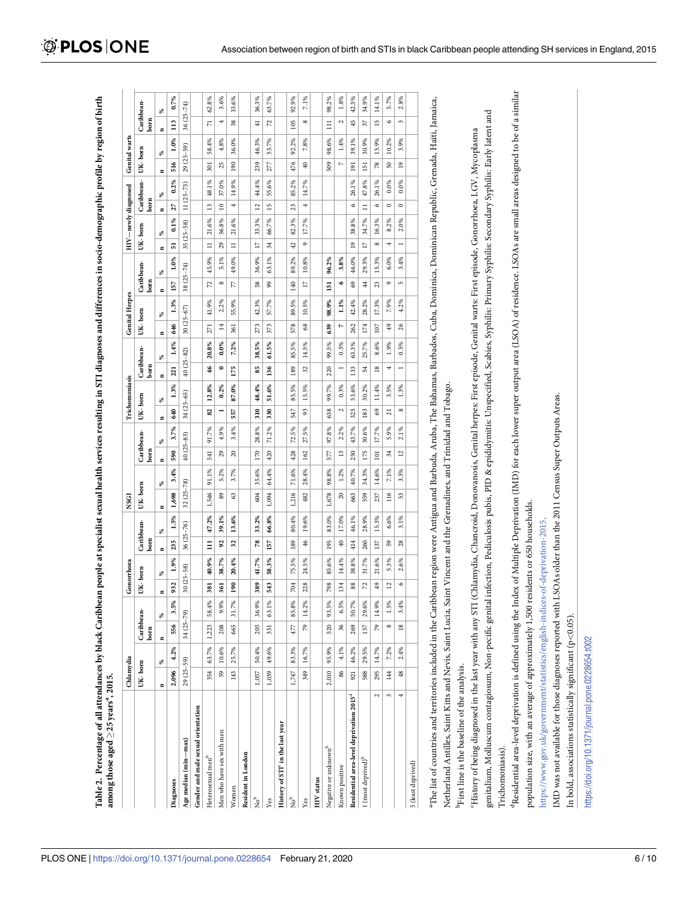**Table 2. Percentage of all attendances by black Caribbean people at specialist sexual health services resulting in STI diagnoses and differences in socio-demographic profile by region of birth among those aged ≥25 years[a], 2015.**

| | Chlamydia | | | | Gonorrhoea | | | | NSGI | | | | Trichomoniasis | | | | Genital Herpes | | | | HIV—newly diagnosed | | | | Genital warts | | | |
|---|---|---|---|---|---|---|---|---|---|---|---|---|---|---|---|---|---|---|---|---|---|---|---|---|---|---|---|---|
| | UK- born | | Caribbean-born | | UK- born | | Caribbean-born | | UK- born | | Caribbean-born | | UK- born | | Caribbean-born | | UK- born | | Caribbean-born | | UK- born | | Caribbean-born | | UK- born | | Caribbean-born | |
| | n | % | n | % | n | % | n | % | n | % | n | % | n | % | n | % | n | % | n | % | n | % | n | % | n | % | n | % |
| **Diagnoses** | **2,096** | **4.2%** | **556** | **3.5%** | **932** | **1.9%** | **235** | **1.5%** | **1,698** | **3.4%** | **590** | **3.7%** | **640** | **1.3%** | **221** | **1.4%** | **646** | **1.3%** | **157** | **1.0%** | **51** | **0.1%** | **27** | **0.2%** | **516** | **1.0%** | **113** | **0.7%** |
| **Age median (min—max)** | 29 (25–59) | | 34 (25–79) | | 30 (25–58) | | 36 (25–76) | | 32 (25–78) | | 40 (25–83) | | 34 (25–65) | | 40 (25–82) | | 30 (25–67) | | 38 (25–74) | | 35 (25–58) | | 11 (25–73) | | 29 (25–59) | | 36 (25–74) | |
| **Gender and male sexual orientation** | | | | | | | | | | | | | | | | | | | | | | | | | | | | |
| Heterosexual men[b] | 354 | 63.7% | 1,223 | 58.4% | 381 | 40.9% | 111 | 47.2% | 1,546 | 91.1% | 541 | 91.7% | 82 | 12.8% | 46 | 20.8% | 271 | 41.9% | 72 | 45.9% | 11 | 21.6% | 13 | 48.1% | 301 | 58.4% | 71 | 62.8% |
| Men who have sex with men | 59 | 10.6% | 208 | 9.9% | 361 | 38.7% | 92 | 39.1% | 89 | 5.2% | 29 | 4.9% | 1 | 0.2% | 0 | 0.0% | 14 | 2.2% | 8 | 5.1% | 29 | 56.8% | 10 | 37.0% | 25 | 4.8% | 4 | 3.6% |
| Women | 143 | 25.7% | 665 | 31.7% | 190 | 20.4% | 32 | 13.6% | 63 | 3.7% | 20 | 3.4% | 557 | 87.0% | 175 | 7.2% | 361 | 55.9% | 77 | 49.0% | 11 | 21.6% | 4 | 14.9% | 190 | 36.0% | 38 | 33.6% |
| **Resident in London** | | | | | | | | | | | | | | | | | | | | | | | | | | | | |
| No[b] | 1,057 | 50.4% | 205 | 36.9% | 389 | 41.7% | 78 | 33.2% | 604 | 35.6% | 170 | 28.8% | 310 | 48.4% | 85 | 38.5% | 273 | 42.3% | 58 | 36.9% | 17 | 33.3% | 12 | 44.4% | 239 | 46.3% | 41 | 36.3% |
| Yes | 1,039 | 49.6% | 351 | 63.1% | 543 | 58.3% | 157 | 66.8% | 1,094 | 64.4% | 420 | 71.2% | 330 | 51.6% | 136 | 61.5% | 373 | 57.7% | 99 | 63.1% | 34 | 66.7% | 15 | 55.6% | 277 | 53.7% | 72 | 63.7% |
| **History of STI[c] in the last year** | | | | | | | | | | | | | | | | | | | | | | | | | | | | |
| No[b] | 1,747 | 83.3% | 477 | 85.8% | 704 | 75.5% | 189 | 80.4% | 1,216 | 71.6% | 428 | 72.5% | 547 | 85.5% | 189 | 85.5% | 578 | 89.5% | 140 | 89.2% | 42 | 82.3% | 23 | 85.2% | 476 | 92.2% | 105 | 92.9% |
| Yes | 349 | 16.7% | 79 | 14.2% | 228 | 24.5% | 46 | 19.6% | 482 | 28.4% | 162 | 27.5% | 93 | 15.5% | 32 | 14.5% | 68 | 10.5% | 17 | 10.8% | 9 | 17.7% | 4 | 14.7% | 40 | 7.8% | 8 | 7.1% |
| **HIV status** | | | | | | | | | | | | | | | | | | | | | | | | | | | | |
| Negative or unknown[b] | 2,010 | 95.9% | 520 | 93.5% | 798 | 85.6% | 195 | 83.0% | 1,678 | 98.8% | 577 | 97.8% | 638 | 99.7% | 220 | 99.5% | **639** | **98.9%** | **151** | **96.2%** | | | | | 509 | 98.6% | 111 | 98.2% |
| Known positive | 86 | 4.1% | 36 | 6.5% | 134 | 14.4% | 40 | 17.0% | 20 | 1.2% | 13 | 2.2% | 2 | 0.3% | 1 | 0.5% | **7** | **1.1%** | **6** | **3.8%** | | | | | 7 | 1.4% | 2 | 1.8% |
| **Residential area-level deprivation 2015[d]** | 921 | 46.2% | 269 | 50.7% | 88 | 38.8% | 414 | 46.1% | 663 | 40.7% | 250 | 43.7% | 325 | 53.6% | 133 | 63.3% | 262 | 42.4% | 69 | 46.0% | 19 | 38.8% | 6 | 26.1% | 191 | 39.1% | 45 | 42.5% |
| 1 (most deprived)[b] | 588 | 29.5% | 157 | 29.6% | 72 | 31.7% | 260 | 28.9% | 559 | 34.3% | 175 | 30.6% | 183 | 30.2% | 54 | 25.7% | 174 | 28.2% | 44 | 29.3% | 17 | 34.7% | 11 | 47.8% | 151 | 30.9% | 37 | 34.9% |
| 2 | 295 | 14.7% | 79 | 14.9% | 49 | 21.6% | 137 | 15.3% | 237 | 14.6% | 101 | 17.7% | 69 | 11.4% | 18 | 8.6% | 107 | 17.3% | 23 | 15.3% | 8 | 16.3% | 6 | 26.1% | 78 | 15.9% | 15 | 14.1% |
| 3 | 144 | 7.2% | 8 | 1.5% | 12 | 5.3% | 59 | 6.6% | 116 | 7.1% | 34 | 5.9% | 21 | 3.5% | 4 | 1.9% | 49 | 7.9% | 9 | 6.0% | 4 | 8.2% | 0 | 0.0% | 50 | 10.2% | 6 | 5.7% |
| 4 | 48 | 2.4% | 18 | 3.4% | 6 | 2.6% | 28 | 3.1% | 53 | 3.3% | 12 | 2.1% | 8 | 1.3% | 1 | 0.5% | 26 | 4.2% | 5 | 3.4% | 1 | 2.0% | 0 | 0.0% | 19 | 3.9% | 3 | 2.8% |
| 5 (least deprived) | | | | | | | | | | | | | | | | | | | | | | | | | | | | |

[a]The list of countries and territories included in the Caribbean region were Antigua and Barbuda, Aruba, The Bahamas, Barbados, Cuba, Dominica, Dominican Republic, Grenada, Haiti, Jamaica, Netherland Antilles, Saint Kitts and Nevis, Saint Lucia, Saint Vincent and the Grenadines, and Trinidad and Tobago.

[b]First line is the baseline of the analysis.

[c]History of being diagnosed in the last year with any STI (Chlamydia, Chancroid, Donovanosis, Genital herpes: First episode, Genital warts: First episode, Gonorrhoea, LGV, Mycoplasma genitalium, Molluscum contagiosum, Non-pecific genital infection, Pediculosis pubis, PID & epididymitis: Unspecified, Scabies, Syphilis: Primary Syphilis: Secondary Syphilis: Early latent and Trichomoniasis).

[d]Residential area-level deprivation is defined using the Index of Multiple Deprivation (IMD) for each lower super output area (LSOA) of residence. LSOAs are small areas designed to be of a similar population size, with an average of approximately 1,500 residents or 650 households. https://www.gov.uk/government/statistics/english-indices-of-deprivation-2015.

IMD was not available for those diagnoses reported with LSOAs older than the 2011 Census Super Outputs Areas.

In bold, associations statistically significant (p<0.05).

https://doi.org/10.1371/journal.pone.0228654.t002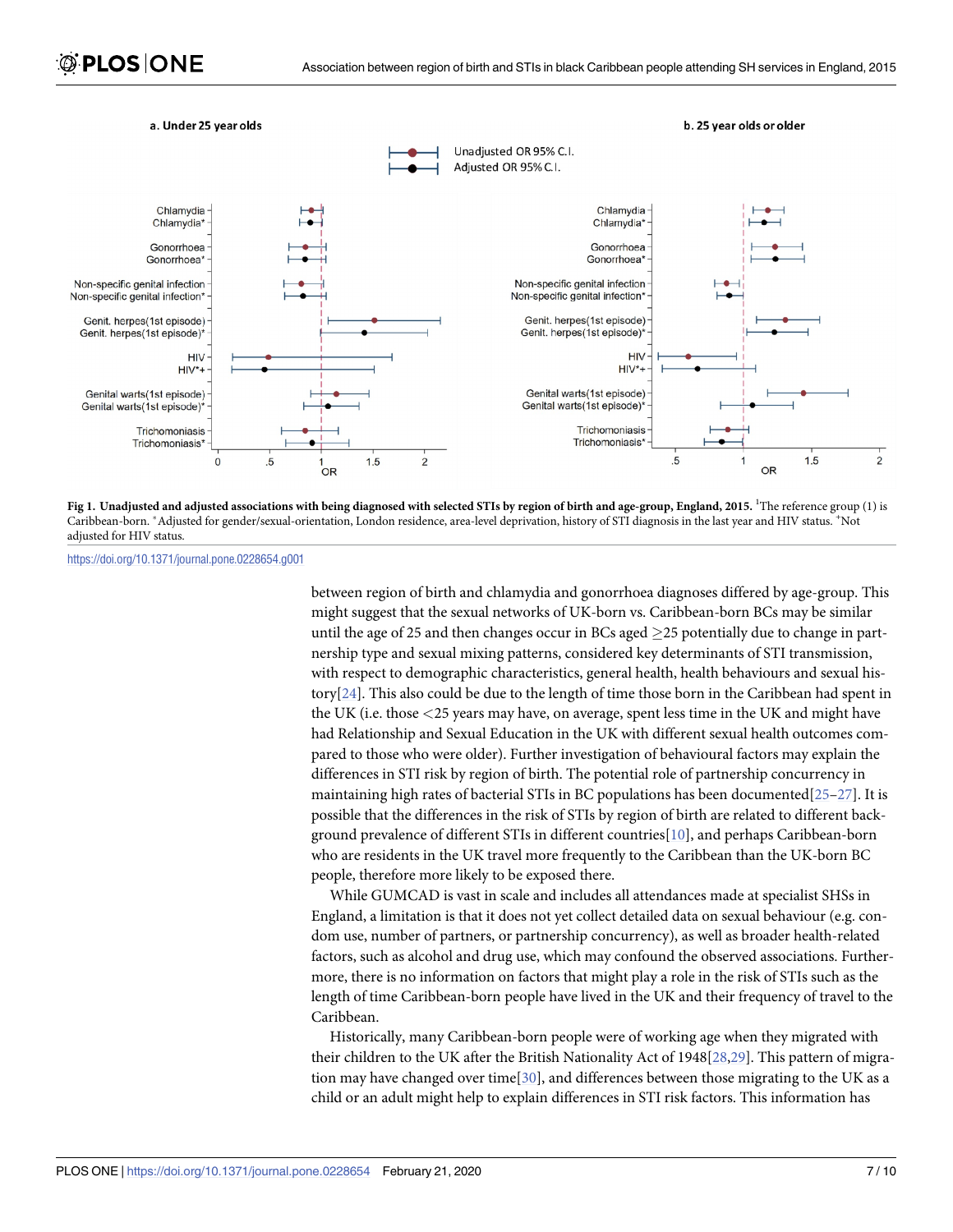Fig 1. Unadjusted and adjusted associations with being diagnosed with selected STIs by region of birth and age-group, England, 2015. [1]The reference group (1) is Caribbean-born. *Adjusted for gender/sexual-orientation, London residence, area-level deprivation, history of STI diagnosis in the last year and HIV status. +Not adjusted for HIV status.

https://doi.org/10.1371/journal.pone.0228654.g001

between region of birth and chlamydia and gonorrhoea diagnoses differed by age-group. This might suggest that the sexual networks of UK-born vs. Caribbean-born BCs may be similar until the age of 25 and then changes occur in BCs aged ≥25 potentially due to change in partnership type and sexual mixing patterns, considered key determinants of STI transmission, with respect to demographic characteristics, general health, health behaviours and sexual history[24]. This also could be due to the length of time those born in the Caribbean had spent in the UK (i.e. those <25 years may have, on average, spent less time in the UK and might have had Relationship and Sexual Education in the UK with different sexual health outcomes compared to those who were older). Further investigation of behavioural factors may explain the differences in STI risk by region of birth. The potential role of partnership concurrency in maintaining high rates of bacterial STIs in BC populations has been documented[25–27]. It is possible that the differences in the risk of STIs by region of birth are related to different background prevalence of different STIs in different countries[10], and perhaps Caribbean-born who are residents in the UK travel more frequently to the Caribbean than the UK-born BC people, therefore more likely to be exposed there.

While GUMCAD is vast in scale and includes all attendances made at specialist SHSs in England, a limitation is that it does not yet collect detailed data on sexual behaviour (e.g. condom use, number of partners, or partnership concurrency), as well as broader health-related factors, such as alcohol and drug use, which may confound the observed associations. Furthermore, there is no information on factors that might play a role in the risk of STIs such as the length of time Caribbean-born people have lived in the UK and their frequency of travel to the Caribbean.

Historically, many Caribbean-born people were of working age when they migrated with their children to the UK after the British Nationality Act of 1948[28,29]. This pattern of migration may have changed over time[30], and differences between those migrating to the UK as a child or an adult might help to explain differences in STI risk factors. This information has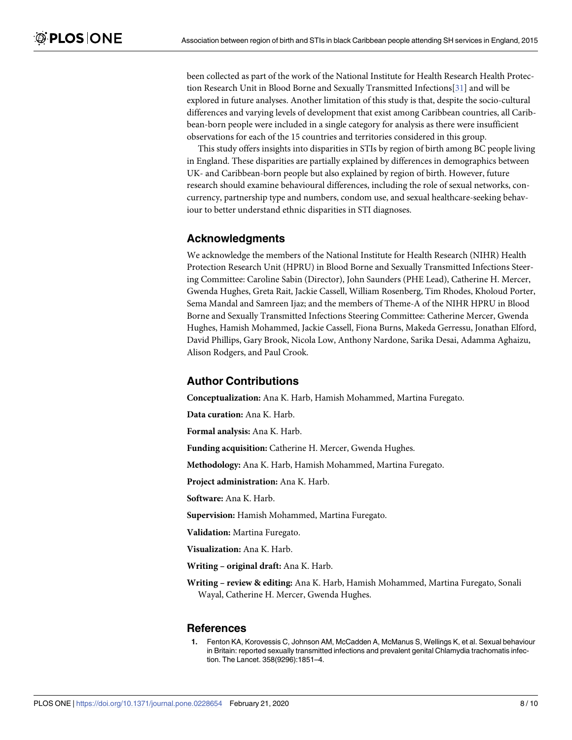been collected as part of the work of the National Institute for Health Research Health Protection Research Unit in Blood Borne and Sexually Transmitted Infections[31] and will be explored in future analyses. Another limitation of this study is that, despite the socio-cultural differences and varying levels of development that exist among Caribbean countries, all Caribbean-born people were included in a single category for analysis as there were insufficient observations for each of the 15 countries and territories considered in this group.

This study offers insights into disparities in STIs by region of birth among BC people living in England. These disparities are partially explained by differences in demographics between UK- and Caribbean-born people but also explained by region of birth. However, future research should examine behavioural differences, including the role of sexual networks, concurrency, partnership type and numbers, condom use, and sexual healthcare-seeking behaviour to better understand ethnic disparities in STI diagnoses.

## Acknowledgments

We acknowledge the members of the National Institute for Health Research (NIHR) Health Protection Research Unit (HPRU) in Blood Borne and Sexually Transmitted Infections Steering Committee: Caroline Sabin (Director), John Saunders (PHE Lead), Catherine H. Mercer, Gwenda Hughes, Greta Rait, Jackie Cassell, William Rosenberg, Tim Rhodes, Kholoud Porter, Sema Mandal and Samreen Ijaz; and the members of Theme-A of the NIHR HPRU in Blood Borne and Sexually Transmitted Infections Steering Committee: Catherine Mercer, Gwenda Hughes, Hamish Mohammed, Jackie Cassell, Fiona Burns, Makeda Gerressu, Jonathan Elford, David Phillips, Gary Brook, Nicola Low, Anthony Nardone, Sarika Desai, Adamma Aghaizu, Alison Rodgers, and Paul Crook.

## Author Contributions

**Conceptualization:** Ana K. Harb, Hamish Mohammed, Martina Furegato.

**Data curation:** Ana K. Harb.

**Formal analysis:** Ana K. Harb.

**Funding acquisition:** Catherine H. Mercer, Gwenda Hughes.

**Methodology:** Ana K. Harb, Hamish Mohammed, Martina Furegato.

**Project administration:** Ana K. Harb.

**Software:** Ana K. Harb.

**Supervision:** Hamish Mohammed, Martina Furegato.

**Validation:** Martina Furegato.

**Visualization:** Ana K. Harb.

**Writing – original draft:** Ana K. Harb.

**Writing – review & editing:** Ana K. Harb, Hamish Mohammed, Martina Furegato, Sonali Wayal, Catherine H. Mercer, Gwenda Hughes.

## References

1. Fenton KA, Korovessis C, Johnson AM, McCadden A, McManus S, Wellings K, et al. Sexual behaviour in Britain: reported sexually transmitted infections and prevalent genital Chlamydia trachomatis infection. The Lancet. 358(9296):1851–4.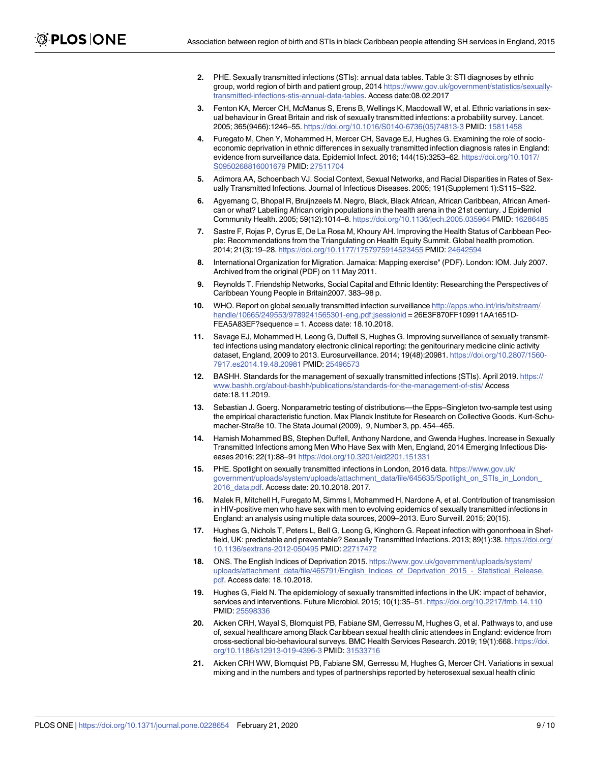2. PHE. Sexually transmitted infections (STIs): annual data tables. Table 3: STI diagnoses by ethnic group, world region of birth and patient group, 2014 https://www.gov.uk/government/statistics/sexually-transmitted-infections-stis-annual-data-tables. Access date:08.02.2017
3. Fenton KA, Mercer CH, McManus S, Erens B, Wellings K, Macdowall W, et al. Ethnic variations in sexual behaviour in Great Britain and risk of sexually transmitted infections: a probability survey. Lancet. 2005; 365(9466):1246–55. https://doi.org/10.1016/S0140-6736(05)74813-3 PMID: 15811458
4. Furegato M, Chen Y, Mohammed H, Mercer CH, Savage EJ, Hughes G. Examining the role of socioeconomic deprivation in ethnic differences in sexually transmitted infection diagnosis rates in England: evidence from surveillance data. Epidemiol Infect. 2016; 144(15):3253–62. https://doi.org/10.1017/S0950268816001679 PMID: 27511704
5. Adimora AA, Schoenbach VJ. Social Context, Sexual Networks, and Racial Disparities in Rates of Sexually Transmitted Infections. Journal of Infectious Diseases. 2005; 191(Supplement 1):S115–S22.
6. Agyemang C, Bhopal R, Bruijnzeels M. Negro, Black, Black African, African Caribbean, African American or what? Labelling African origin populations in the health arena in the 21st century. J Epidemiol Community Health. 2005; 59(12):1014–8. https://doi.org/10.1136/jech.2005.035964 PMID: 16286485
7. Sastre F, Rojas P, Cyrus E, De La Rosa M, Khoury AH. Improving the Health Status of Caribbean People: Recommendations from the Triangulating on Health Equity Summit. Global health promotion. 2014; 21(3):19–28. https://doi.org/10.1177/1757975914523455 PMID: 24642594
8. International Organization for Migration. Jamaica: Mapping exercise" (PDF). London: IOM. July 2007. Archived from the original (PDF) on 11 May 2011.
9. Reynolds T. Friendship Networks, Social Capital and Ethnic Identity: Researching the Perspectives of Caribbean Young People in Britain2007. 383–98 p.
10. WHO. Report on global sexually transmitted infection surveillance http://apps.who.int/iris/bitstream/handle/10665/249553/9789241565301-eng.pdf;jsessionid = 26E3F870FF109911AA1651D-FEA5A83EF?sequence = 1. Access date: 18.10.2018.
11. Savage EJ, Mohammed H, Leong G, Duffell S, Hughes G. Improving surveillance of sexually transmitted infections using mandatory electronic clinical reporting: the genitourinary medicine clinic activity dataset, England, 2009 to 2013. Eurosurveillance. 2014; 19(48):20981. https://doi.org/10.2807/1560-7917.es2014.19.48.20981 PMID: 25496573
12. BASHH. Standards for the management of sexually transmitted infections (STIs). April 2019. https://www.bashh.org/about-bashh/publications/standards-for-the-management-of-stis/ Access date:18.11.2019.
13. Sebastian J. Goerg. Nonparametric testing of distributions—the Epps–Singleton two-sample test using the empirical characteristic function. Max Planck Institute for Research on Collective Goods. Kurt-Schumacher-Straße 10. The Stata Journal (2009), 9, Number 3, pp. 454–465.
14. Hamish Mohammed BS, Stephen Duffell, Anthony Nardone, and Gwenda Hughes. Increase in Sexually Transmitted Infections among Men Who Have Sex with Men, England, 2014 Emerging Infectious Diseases 2016; 22(1):88–91 https://doi.org/10.3201/eid2201.151331
15. PHE. Spotlight on sexually transmitted infections in London, 2016 data. https://www.gov.uk/government/uploads/system/uploads/attachment_data/file/645635/Spotlight_on_STIs_in_London_2016_data.pdf. Access date: 20.10.2018. 2017.
16. Malek R, Mitchell H, Furegato M, Simms I, Mohammed H, Nardone A, et al. Contribution of transmission in HIV-positive men who have sex with men to evolving epidemics of sexually transmitted infections in England: an analysis using multiple data sources, 2009–2013. Euro Surveill. 2015; 20(15).
17. Hughes G, Nichols T, Peters L, Bell G, Leong G, Kinghorn G. Repeat infection with gonorrhoea in Sheffield, UK: predictable and preventable? Sexually Transmitted Infections. 2013; 89(1):38. https://doi.org/10.1136/sextrans-2012-050495 PMID: 22717472
18. ONS. The English Indices of Deprivation 2015. https://www.gov.uk/government/uploads/system/uploads/attachment_data/file/465791/English_Indices_of_Deprivation_2015_-_Statistical_Release.pdf. Access date: 18.10.2018.
19. Hughes G, Field N. The epidemiology of sexually transmitted infections in the UK: impact of behavior, services and interventions. Future Microbiol. 2015; 10(1):35–51. https://doi.org/10.2217/fmb.14.110 PMID: 25598336
20. Aicken CRH, Wayal S, Blomquist PB, Fabiane SM, Gerressu M, Hughes G, et al. Pathways to, and use of, sexual healthcare among Black Caribbean sexual health clinic attendees in England: evidence from cross-sectional bio-behavioural surveys. BMC Health Services Research. 2019; 19(1):668. https://doi.org/10.1186/s12913-019-4396-3 PMID: 31533716
21. Aicken CRH WW, Blomquist PB, Fabiane SM, Gerressu M, Hughes G, Mercer CH. Variations in sexual mixing and in the numbers and types of partnerships reported by heterosexual sexual health clinic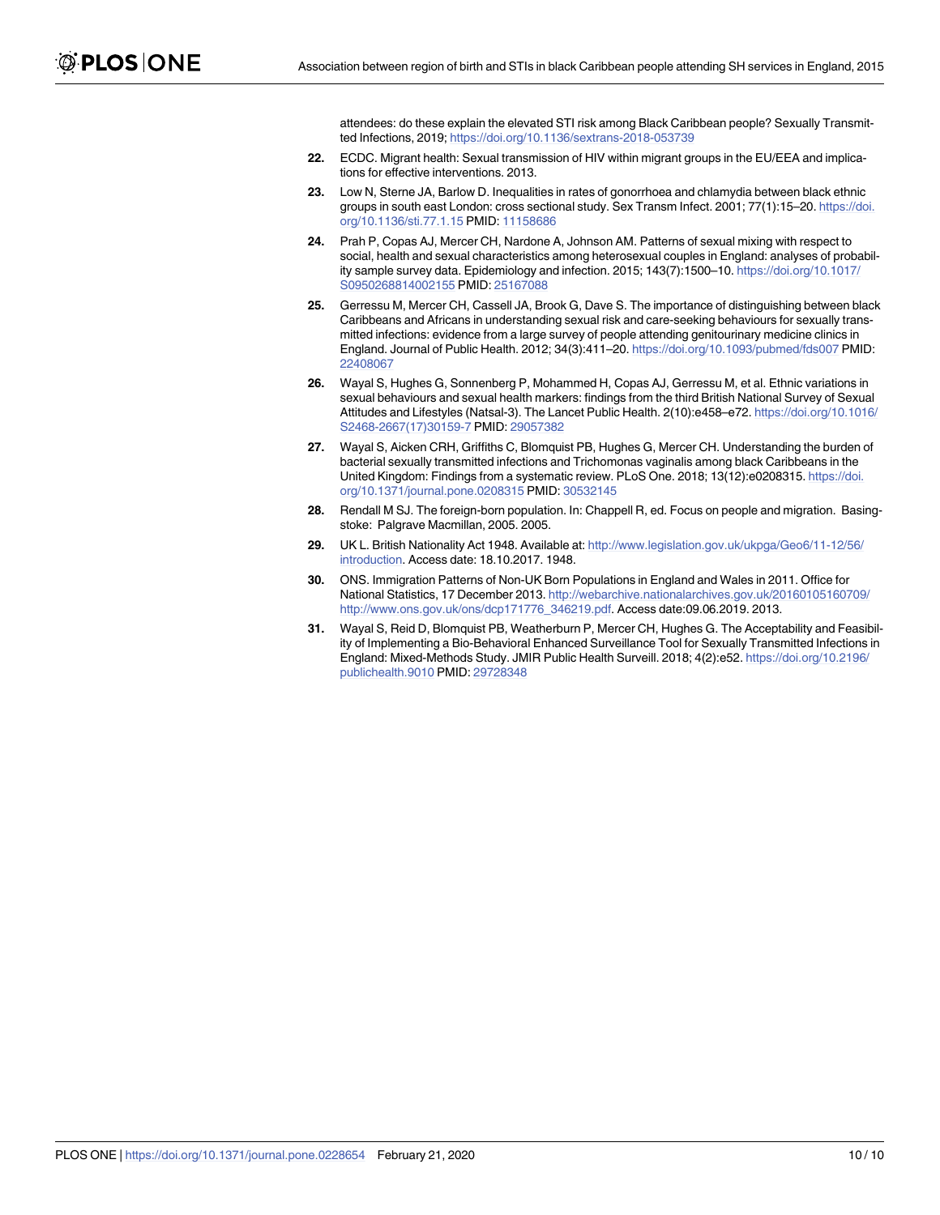attendees: do these explain the elevated STI risk among Black Caribbean people? Sexually Transmitted Infections, 2019; https://doi.org/10.1136/sextrans-2018-053739

22. ECDC. Migrant health: Sexual transmission of HIV within migrant groups in the EU/EEA and implications for effective interventions. 2013.

23. Low N, Sterne JA, Barlow D. Inequalities in rates of gonorrhoea and chlamydia between black ethnic groups in south east London: cross sectional study. Sex Transm Infect. 2001; 77(1):15–20. https://doi.org/10.1136/sti.77.1.15 PMID: 11158686

24. Prah P, Copas AJ, Mercer CH, Nardone A, Johnson AM. Patterns of sexual mixing with respect to social, health and sexual characteristics among heterosexual couples in England: analyses of probability sample survey data. Epidemiology and infection. 2015; 143(7):1500–10. https://doi.org/10.1017/S0950268814002155 PMID: 25167088

25. Gerressu M, Mercer CH, Cassell JA, Brook G, Dave S. The importance of distinguishing between black Caribbeans and Africans in understanding sexual risk and care-seeking behaviours for sexually transmitted infections: evidence from a large survey of people attending genitourinary medicine clinics in England. Journal of Public Health. 2012; 34(3):411–20. https://doi.org/10.1093/pubmed/fds007 PMID: 22408067

26. Wayal S, Hughes G, Sonnenberg P, Mohammed H, Copas AJ, Gerressu M, et al. Ethnic variations in sexual behaviours and sexual health markers: findings from the third British National Survey of Sexual Attitudes and Lifestyles (Natsal-3). The Lancet Public Health. 2(10):e458–e72. https://doi.org/10.1016/S2468-2667(17)30159-7 PMID: 29057382

27. Wayal S, Aicken CRH, Griffiths C, Blomquist PB, Hughes G, Mercer CH. Understanding the burden of bacterial sexually transmitted infections and Trichomonas vaginalis among black Caribbeans in the United Kingdom: Findings from a systematic review. PLoS One. 2018; 13(12):e0208315. https://doi.org/10.1371/journal.pone.0208315 PMID: 30532145

28. Rendall M SJ. The foreign-born population. In: Chappell R, ed. Focus on people and migration. Basingstoke: Palgrave Macmillan, 2005. 2005.

29. UK L. British Nationality Act 1948. Available at: http://www.legislation.gov.uk/ukpga/Geo6/11-12/56/introduction. Access date: 18.10.2017. 1948.

30. ONS. Immigration Patterns of Non-UK Born Populations in England and Wales in 2011. Office for National Statistics, 17 December 2013. http://webarchive.nationalarchives.gov.uk/20160105160709/http://www.ons.gov.uk/ons/dcp171776_346219.pdf. Access date:09.06.2019. 2013.

31. Wayal S, Reid D, Blomquist PB, Weatherburn P, Mercer CH, Hughes G. The Acceptability and Feasibility of Implementing a Bio-Behavioral Enhanced Surveillance Tool for Sexually Transmitted Infections in England: Mixed-Methods Study. JMIR Public Health Surveill. 2018; 4(2):e52. https://doi.org/10.2196/publichealth.9010 PMID: 29728348